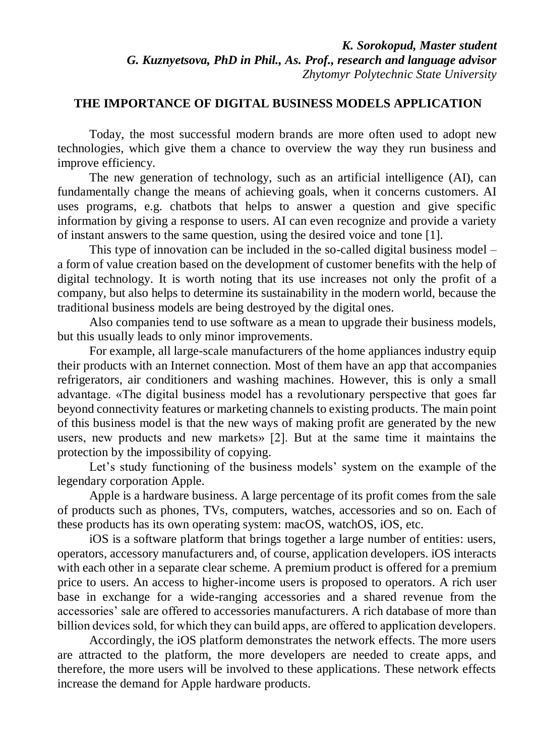***K. Sorokopud, Master student***
***G. Kuznyetsova, PhD in Phil., As. Prof., research and language advisor***
*Zhytomyr Polytechnic State University*

## THE IMPORTANCE OF DIGITAL BUSINESS MODELS APPLICATION

Today, the most successful modern brands are more often used to adopt new technologies, which give them a chance to overview the way they run business and improve efficiency.

The new generation of technology, such as an artificial intelligence (AI), can fundamentally change the means of achieving goals, when it concerns customers. AI uses programs, e.g. chatbots that helps to answer a question and give specific information by giving a response to users. AI can even recognize and provide a variety of instant answers to the same question, using the desired voice and tone [1].

This type of innovation can be included in the so-called digital business model – a form of value creation based on the development of customer benefits with the help of digital technology. It is worth noting that its use increases not only the profit of a company, but also helps to determine its sustainability in the modern world, because the traditional business models are being destroyed by the digital ones.

Also companies tend to use software as a mean to upgrade their business models, but this usually leads to only minor improvements.

For example, all large-scale manufacturers of the home appliances industry equip their products with an Internet connection. Most of them have an app that accompanies refrigerators, air conditioners and washing machines. However, this is only a small advantage. «The digital business model has a revolutionary perspective that goes far beyond connectivity features or marketing channels to existing products. The main point of this business model is that the new ways of making profit are generated by the new users, new products and new markets» [2]. But at the same time it maintains the protection by the impossibility of copying.

Let's study functioning of the business models' system on the example of the legendary corporation Apple.

Apple is a hardware business. A large percentage of its profit comes from the sale of products such as phones, TVs, computers, watches, accessories and so on. Each of these products has its own operating system: macOS, watchOS, iOS, etc.

iOS is a software platform that brings together a large number of entities: users, operators, accessory manufacturers and, of course, application developers. iOS interacts with each other in a separate clear scheme. A premium product is offered for a premium price to users. An access to higher-income users is proposed to operators. A rich user base in exchange for a wide-ranging accessories and a shared revenue from the accessories' sale are offered to accessories manufacturers. A rich database of more than billion devices sold, for which they can build apps, are offered to application developers.

Accordingly, the iOS platform demonstrates the network effects. The more users are attracted to the platform, the more developers are needed to create apps, and therefore, the more users will be involved to these applications. These network effects increase the demand for Apple hardware products.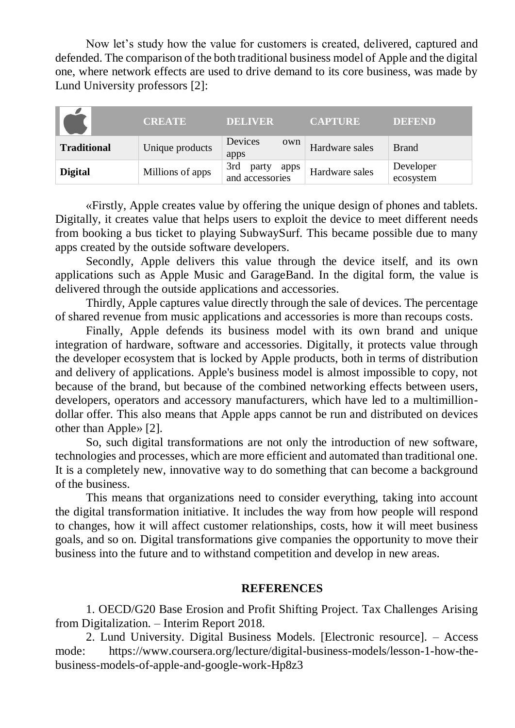Now let's study how the value for customers is created, delivered, captured and defended. The comparison of the both traditional business model of Apple and the digital one, where network effects are used to drive demand to its core business, was made by Lund University professors [2]:

| | CREATE | DELIVER | CAPTURE | DEFEND |
|---|---|---|---|---|
| **Traditional** | Unique products | Devices own apps | Hardware sales | Brand |
| **Digital** | Millions of apps | 3rd party apps and accessories | Hardware sales | Developer ecosystem |

«Firstly, Apple creates value by offering the unique design of phones and tablets. Digitally, it creates value that helps users to exploit the device to meet different needs from booking a bus ticket to playing SubwaySurf. This became possible due to many apps created by the outside software developers.

Secondly, Apple delivers this value through the device itself, and its own applications such as Apple Music and GarageBand. In the digital form, the value is delivered through the outside applications and accessories.

Thirdly, Apple captures value directly through the sale of devices. The percentage of shared revenue from music applications and accessories is more than recoups costs.

Finally, Apple defends its business model with its own brand and unique integration of hardware, software and accessories. Digitally, it protects value through the developer ecosystem that is locked by Apple products, both in terms of distribution and delivery of applications. Apple's business model is almost impossible to copy, not because of the brand, but because of the combined networking effects between users, developers, operators and accessory manufacturers, which have led to a multimillion-dollar offer. This also means that Apple apps cannot be run and distributed on devices other than Apple» [2].

So, such digital transformations are not only the introduction of new software, technologies and processes, which are more efficient and automated than traditional one. It is a completely new, innovative way to do something that can become a background of the business.

This means that organizations need to consider everything, taking into account the digital transformation initiative. It includes the way from how people will respond to changes, how it will affect customer relationships, costs, how it will meet business goals, and so on. Digital transformations give companies the opportunity to move their business into the future and to withstand competition and develop in new areas.

## REFERENCES

1. OECD/G20 Base Erosion and Profit Shifting Project. Tax Challenges Arising from Digitalization. – Interim Report 2018.

2. Lund University. Digital Business Models. [Electronic resource]. – Access mode: https://www.coursera.org/lecture/digital-business-models/lesson-1-how-the-business-models-of-apple-and-google-work-Hp8z3